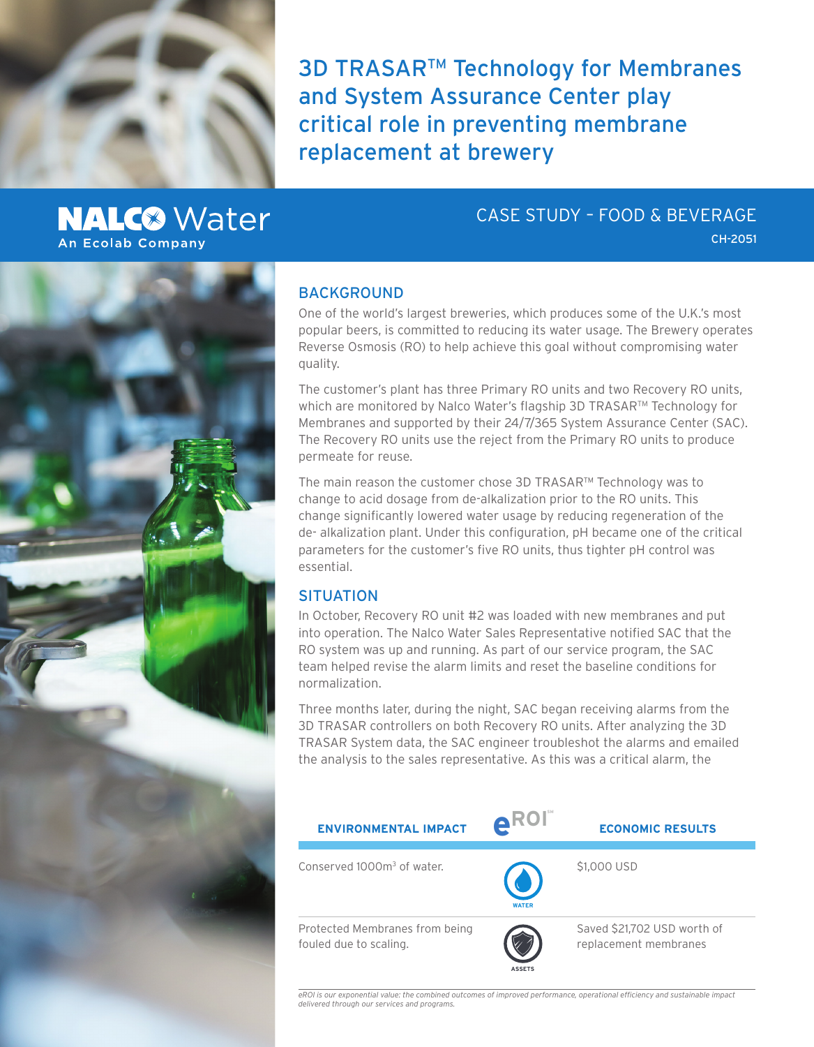# 3D TRASAR™ Technology for Membranes and System Assurance Center play critical role in preventing membrane replacement at brewery

NALCO Water
An Ecolab Company

CASE STUDY – FOOD & BEVERAGE

CH-2051

## BACKGROUND

One of the world's largest breweries, which produces some of the U.K.'s most popular beers, is committed to reducing its water usage. The Brewery operates Reverse Osmosis (RO) to help achieve this goal without compromising water quality.

The customer's plant has three Primary RO units and two Recovery RO units, which are monitored by Nalco Water's flagship 3D TRASAR™ Technology for Membranes and supported by their 24/7/365 System Assurance Center (SAC). The Recovery RO units use the reject from the Primary RO units to produce permeate for reuse.

The main reason the customer chose 3D TRASAR™ Technology was to change to acid dosage from de-alkalization prior to the RO units. This change significantly lowered water usage by reducing regeneration of the de- alkalization plant. Under this configuration, pH became one of the critical parameters for the customer's five RO units, thus tighter pH control was essential.

## SITUATION

In October, Recovery RO unit #2 was loaded with new membranes and put into operation. The Nalco Water Sales Representative notified SAC that the RO system was up and running. As part of our service program, the SAC team helped revise the alarm limits and reset the baseline conditions for normalization.

Three months later, during the night, SAC began receiving alarms from the 3D TRASAR controllers on both Recovery RO units. After analyzing the 3D TRASAR System data, the SAC engineer troubleshot the alarms and emailed the analysis to the sales representative. As this was a critical alarm, the

| ENVIRONMENTAL IMPACT | eROI℠ | ECONOMIC RESULTS |
|---|---|---|
| Conserved 1000m$^3$ of water. | WATER | $1,000 USD |
| Protected Membranes from being fouled due to scaling. | ASSETS | Saved $21,702 USD worth of replacement membranes |

*eROI is our exponential value: the combined outcomes of improved performance, operational efficiency and sustainable impact delivered through our services and programs.*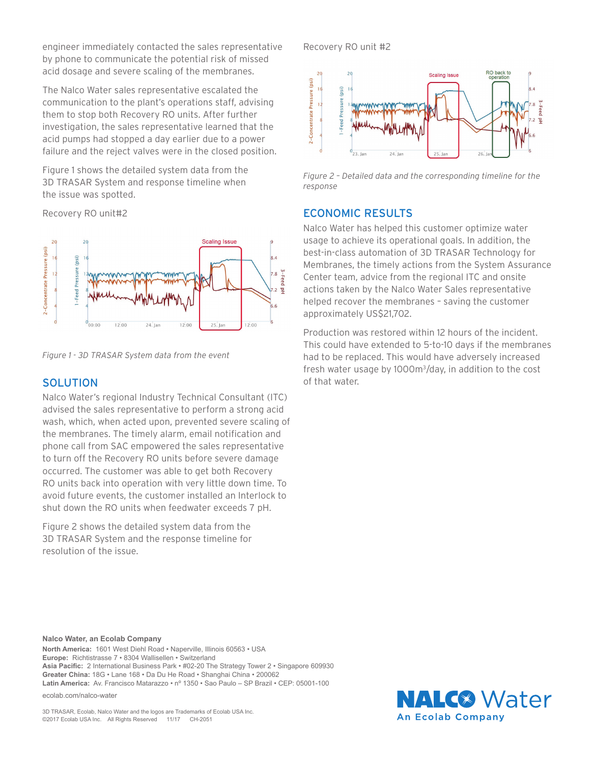engineer immediately contacted the sales representative by phone to communicate the potential risk of missed acid dosage and severe scaling of the membranes.

The Nalco Water sales representative escalated the communication to the plant's operations staff, advising them to stop both Recovery RO units. After further investigation, the sales representative learned that the acid pumps had stopped a day earlier due to a power failure and the reject valves were in the closed position.

Figure 1 shows the detailed system data from the 3D TRASAR System and response timeline when the issue was spotted.

Recovery RO unit#2

Scaling Issue
2-Concentrate Pressure (psi)
1-Feed Pressure (psi)
3-Feed pH
20 16 12 8 4 0
20 16 12 8 4 0
9 8.4 7.8 7.2 6.6 6
00:00 12:00 24. Jan 12:00 25. Jan 12:00

*Figure 1 - 3D TRASAR System data from the event*

## SOLUTION

Nalco Water's regional Industry Technical Consultant (ITC) advised the sales representative to perform a strong acid wash, which, when acted upon, prevented severe scaling of the membranes. The timely alarm, email notification and phone call from SAC empowered the sales representative to turn off the Recovery RO units before severe damage occurred. The customer was able to get both Recovery RO units back into operation with very little down time. To avoid future events, the customer installed an Interlock to shut down the RO units when feedwater exceeds 7 pH.

Figure 2 shows the detailed system data from the 3D TRASAR System and the response timeline for resolution of the issue.

Recovery RO unit #2

Scaling Issue
RO back to operation
2-Concentrate Pressure (psi)
1-Feed Pressure (psi)
3-Feed pH
20 16 12 8 4 0
20 16 12 8 4 0
9 8.4 7.8 7.2 6.6 6
23. Jan 24. Jan 25. Jan 26. Jan

*Figure 2 – Detailed data and the corresponding timeline for the response*

## ECONOMIC RESULTS

Nalco Water has helped this customer optimize water usage to achieve its operational goals. In addition, the best-in-class automation of 3D TRASAR Technology for Membranes, the timely actions from the System Assurance Center team, advice from the regional ITC and onsite actions taken by the Nalco Water Sales representative helped recover the membranes – saving the customer approximately US$21,702.

Production was restored within 12 hours of the incident. This could have extended to 5-to-10 days if the membranes had to be replaced. This would have adversely increased fresh water usage by 1000m$^3$/day, in addition to the cost of that water.

**Nalco Water, an Ecolab Company**

**North America:** 1601 West Diehl Road • Naperville, Illinois 60563 • USA
**Europe:** Richtistrasse 7 • 8304 Wallisellen • Switzerland
**Asia Pacific:** 2 International Business Park • #02-20 The Strategy Tower 2 • Singapore 609930
**Greater China:** 18G • Lane 168 • Da Du He Road • Shanghai China • 200062
**Latin America:** Av. Francisco Matarazzo • nº 1350 • Sao Paulo – SP Brazil • CEP: 05001-100

ecolab.com/nalco-water

3D TRASAR, Ecolab, Nalco Water and the logos are Trademarks of Ecolab USA Inc.
©2017 Ecolab USA Inc. All Rights Reserved 11/17 CH-2051

NALCO Water
An Ecolab Company